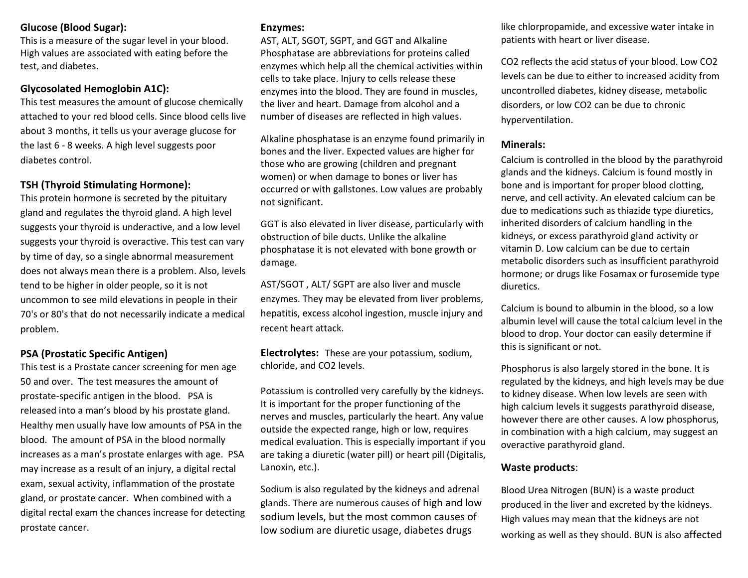### Glucose (Blood Sugar):

This is a measure of the sugar level in your blood. High values are associated with eating before the test, and diabetes.

### Glycosolated Hemoglobin A1C):

This test measures the amount of glucose chemically attached to your red blood cells. Since blood cells live about 3 months, it tells us your average glucose for the last 6 - 8 weeks. A high level suggests poor diabetes control.

### TSH (Thyroid Stimulating Hormone):

This protein hormone is secreted by the pituitary gland and regulates the thyroid gland. A high level suggests your thyroid is underactive, and a low level suggests your thyroid is overactive. This test can vary by time of day, so a single abnormal measurement does not always mean there is a problem. Also, levels tend to be higher in older people, so it is not uncommon to see mild elevations in people in their 70's or 80's that do not necessarily indicate a medical problem.

### PSA (Prostatic Specific Antigen)

This test is a Prostate cancer screening for men age 50 and over. The test measures the amount of prostate-specific antigen in the blood. PSA is released into a man's blood by his prostate gland. Healthy men usually have low amounts of PSA in the blood. The amount of PSA in the blood normally increases as a man's prostate enlarges with age. PSA may increase as a result of an injury, a digital rectal exam, sexual activity, inflammation of the prostate gland, or prostate cancer. When combined with a digital rectal exam the chances increase for detecting prostate cancer.

### Enzymes:

AST, ALT, SGOT, SGPT, and GGT and Alkaline Phosphatase are abbreviations for proteins called enzymes which help all the chemical activities within cells to take place. Injury to cells release these enzymes into the blood. They are found in muscles, the liver and heart. Damage from alcohol and a number of diseases are reflected in high values.

Alkaline phosphatase is an enzyme found primarily in bones and the liver. Expected values are higher for those who are growing (children and pregnant women) or when damage to bones or liver has occurred or with gallstones. Low values are probably not significant.

GGT is also elevated in liver disease, particularly with obstruction of bile ducts. Unlike the alkaline phosphatase it is not elevated with bone growth or damage.

AST/SGOT , ALT/ SGPT are also liver and muscle enzymes. They may be elevated from liver problems, hepatitis, excess alcohol ingestion, muscle injury and recent heart attack.

**Electrolytes:** These are your potassium, sodium, chloride, and CO2 levels.

Potassium is controlled very carefully by the kidneys. It is important for the proper functioning of the nerves and muscles, particularly the heart. Any value outside the expected range, high or low, requires medical evaluation. This is especially important if you are taking a diuretic (water pill) or heart pill (Digitalis, Lanoxin, etc.).

Sodium is also regulated by the kidneys and adrenal glands. There are numerous causes of high and low sodium levels, but the most common causes of low sodium are diuretic usage, diabetes drugs like chlorpropamide, and excessive water intake in patients with heart or liver disease.

CO2 reflects the acid status of your blood. Low CO2 levels can be due to either to increased acidity from uncontrolled diabetes, kidney disease, metabolic disorders, or low CO2 can be due to chronic hyperventilation.

### Minerals:

Calcium is controlled in the blood by the parathyroid glands and the kidneys. Calcium is found mostly in bone and is important for proper blood clotting, nerve, and cell activity. An elevated calcium can be due to medications such as thiazide type diuretics, inherited disorders of calcium handling in the kidneys, or excess parathyroid gland activity or vitamin D. Low calcium can be due to certain metabolic disorders such as insufficient parathyroid hormone; or drugs like Fosamax or furosemide type diuretics.

Calcium is bound to albumin in the blood, so a low albumin level will cause the total calcium level in the blood to drop. Your doctor can easily determine if this is significant or not.

Phosphorus is also largely stored in the bone. It is regulated by the kidneys, and high levels may be due to kidney disease. When low levels are seen with high calcium levels it suggests parathyroid disease, however there are other causes. A low phosphorus, in combination with a high calcium, may suggest an overactive parathyroid gland.

### Waste products:

Blood Urea Nitrogen (BUN) is a waste product produced in the liver and excreted by the kidneys. High values may mean that the kidneys are not working as well as they should. BUN is also affected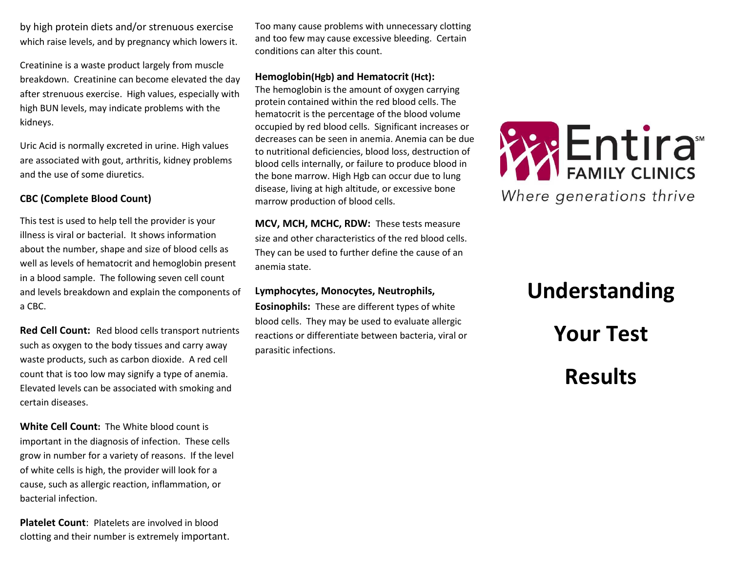by high protein diets and/or strenuous exercise which raise levels, and by pregnancy which lowers it.

Creatinine is a waste product largely from muscle breakdown. Creatinine can become elevated the day after strenuous exercise. High values, especially with high BUN levels, may indicate problems with the kidneys.

Uric Acid is normally excreted in urine. High values are associated with gout, arthritis, kidney problems and the use of some diuretics.

**CBC (Complete Blood Count)**

This test is used to help tell the provider is your illness is viral or bacterial. It shows information about the number, shape and size of blood cells as well as levels of hematocrit and hemoglobin present in a blood sample. The following seven cell count and levels breakdown and explain the components of a CBC.

**Red Cell Count:** Red blood cells transport nutrients such as oxygen to the body tissues and carry away waste products, such as carbon dioxide. A red cell count that is too low may signify a type of anemia. Elevated levels can be associated with smoking and certain diseases.

**White Cell Count:** The White blood count is important in the diagnosis of infection. These cells grow in number for a variety of reasons. If the level of white cells is high, the provider will look for a cause, such as allergic reaction, inflammation, or bacterial infection.

**Platelet Count**: Platelets are involved in blood clotting and their number is extremely important. Too many cause problems with unnecessary clotting and too few may cause excessive bleeding. Certain conditions can alter this count.

**Hemoglobin(Hgb) and Hematocrit (Hct):**
The hemoglobin is the amount of oxygen carrying protein contained within the red blood cells. The hematocrit is the percentage of the blood volume occupied by red blood cells. Significant increases or decreases can be seen in anemia. Anemia can be due to nutritional deficiencies, blood loss, destruction of blood cells internally, or failure to produce blood in the bone marrow. High Hgb can occur due to lung disease, living at high altitude, or excessive bone marrow production of blood cells.

**MCV, MCH, MCHC, RDW:** These tests measure size and other characteristics of the red blood cells. They can be used to further define the cause of an anemia state.

**Lymphocytes, Monocytes, Neutrophils, Eosinophils:** These are different types of white blood cells. They may be used to evaluate allergic reactions or differentiate between bacteria, viral or parasitic infections.

Entira[SM] FAMILY CLINICS

*Where generations thrive*

# Understanding Your Test Results